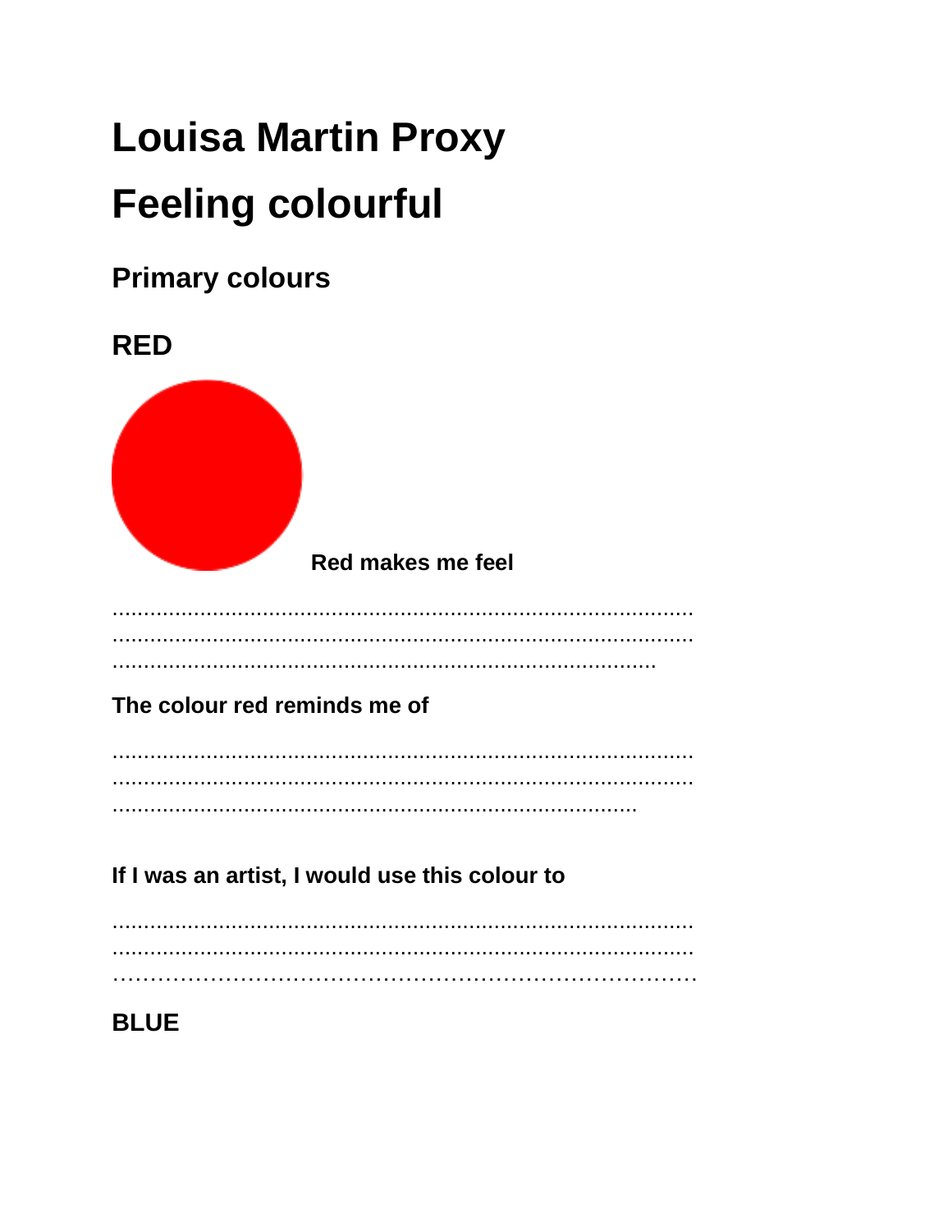# Louisa Martin Proxy

# Feeling colourful

## Primary colours

## RED

**Red makes me feel**

..........................................................................................
..........................................................................................
..................................................................................

**The colour red reminds me of**

..........................................................................................
..........................................................................................
...............................................................................

**If I was an artist, I would use this colour to**

..........................................................................................
..........................................................................................
……………………………………………………………………

## BLUE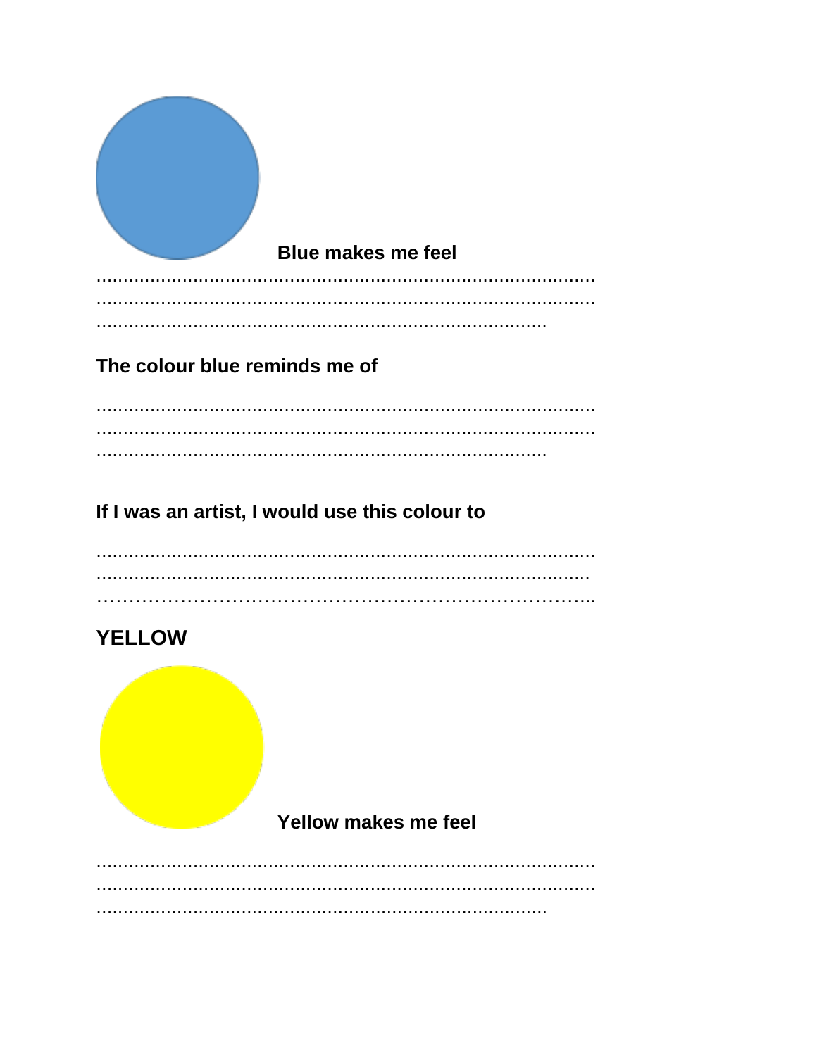**Blue makes me feel**

…………………………………………………………………………………
…………………………………………………………………………………
…………………………………………………………………………

**The colour blue reminds me of**

…………………………………………………………………………………
…………………………………………………………………………………
…………………………………………………………………………

**If I was an artist, I would use this colour to**

…………………………………………………………………………………
………………………………………………………………………………
…………………………………………………………………………...

## YELLOW

**Yellow makes me feel**

…………………………………………………………………………………
…………………………………………………………………………………
…………………………………………………………………………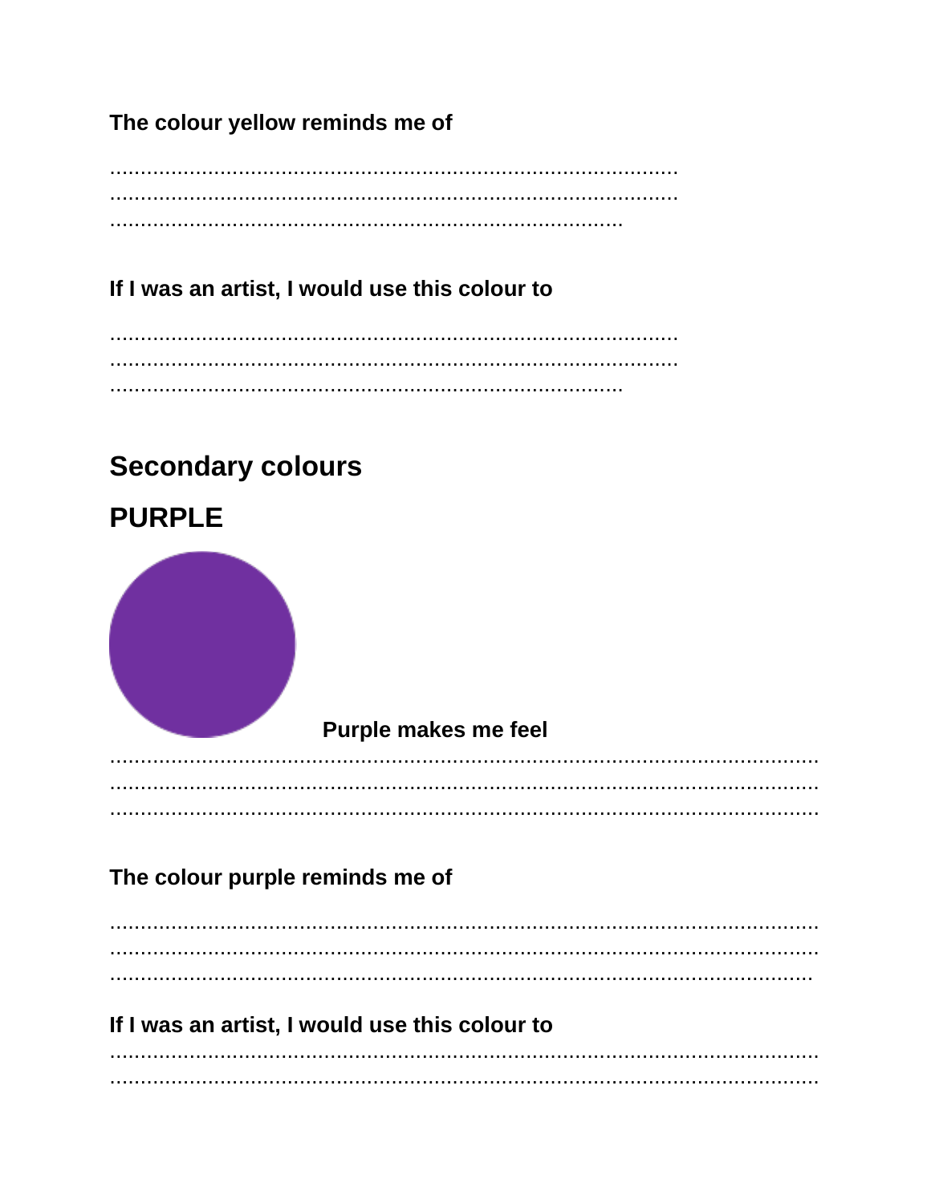**The colour yellow reminds me of**

………………………………………………………………………………………
………………………………………………………………………………………
………………………………………………………………………………

**If I was an artist, I would use this colour to**

………………………………………………………………………………………
………………………………………………………………………………………
………………………………………………………………………………

## Secondary colours

## PURPLE

**Purple makes me feel**

……………………………………………………………………………………………………
……………………………………………………………………………………………………
……………………………………………………………………………………………………

**The colour purple reminds me of**

……………………………………………………………………………………………………
……………………………………………………………………………………………………
…………………………………………………………………………………………………

**If I was an artist, I would use this colour to**

……………………………………………………………………………………………………
……………………………………………………………………………………………………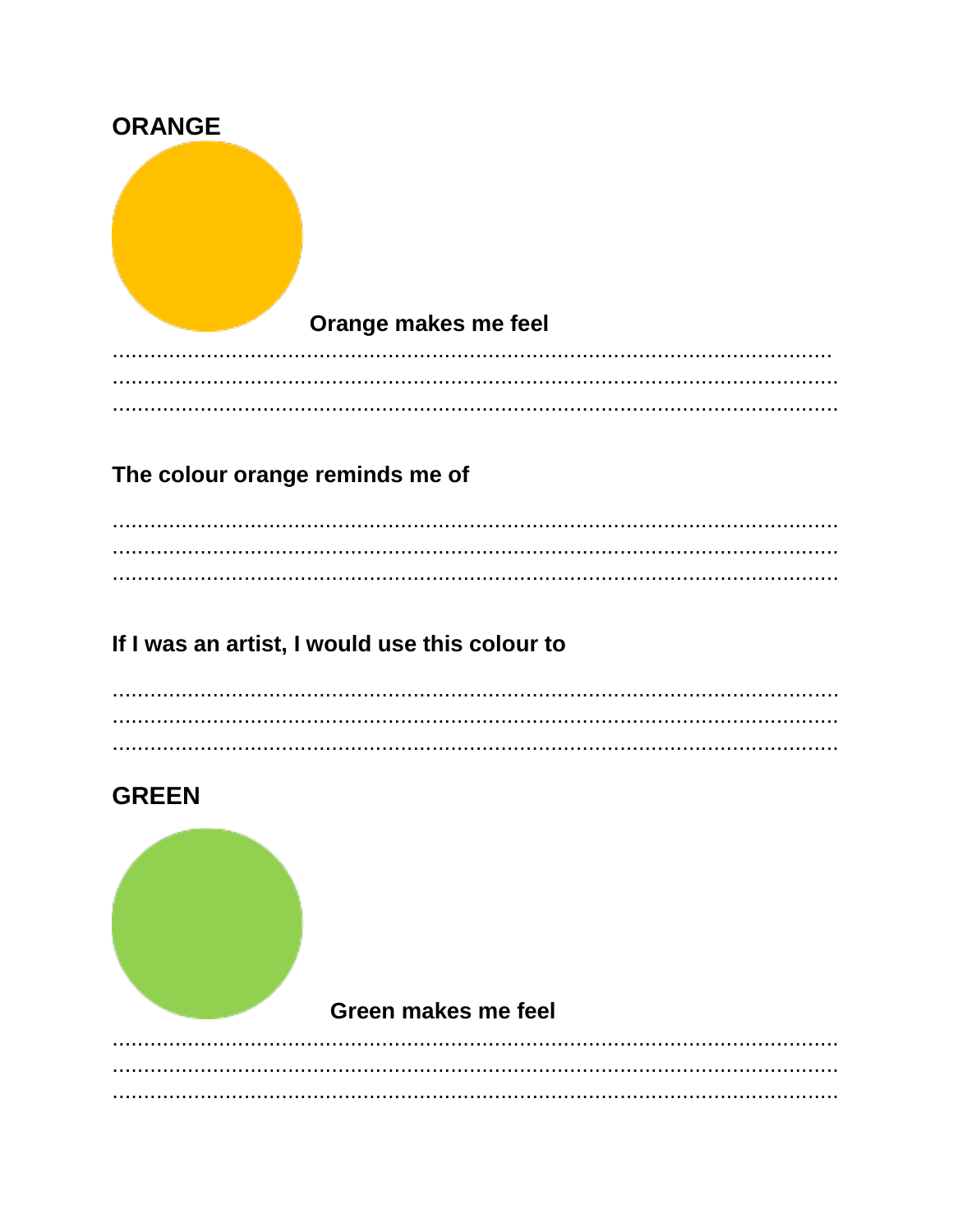**ORANGE**

**Orange makes me feel**

..........................................................................................................................
..........................................................................................................................
..........................................................................................................................

**The colour orange reminds me of**

..........................................................................................................................
..........................................................................................................................
..........................................................................................................................

**If I was an artist, I would use this colour to**

..........................................................................................................................
..........................................................................................................................
..........................................................................................................................

**GREEN**

**Green makes me feel**

..........................................................................................................................
..........................................................................................................................
..........................................................................................................................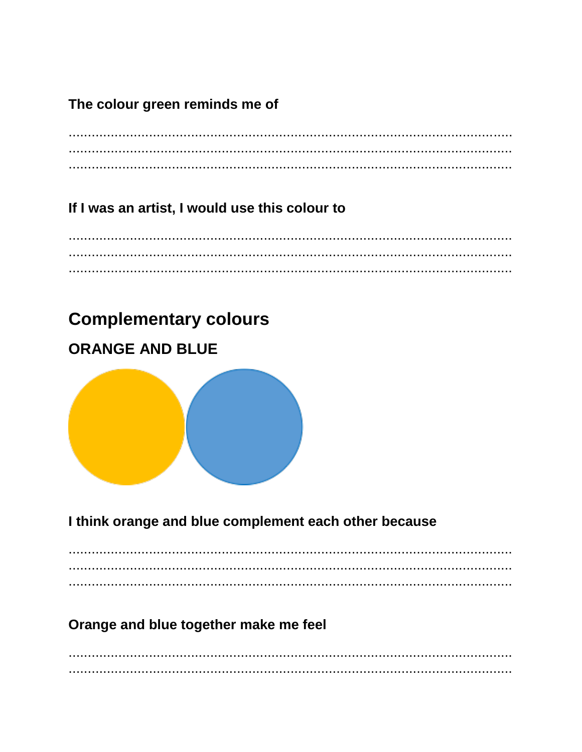**The colour green reminds me of**

……………………………………………………………………………………………………
……………………………………………………………………………………………………
……………………………………………………………………………………………………

**If I was an artist, I would use this colour to**

……………………………………………………………………………………………………
……………………………………………………………………………………………………
……………………………………………………………………………………………………

## Complementary colours

### ORANGE AND BLUE

**I think orange and blue complement each other because**

……………………………………………………………………………………………………
……………………………………………………………………………………………………
……………………………………………………………………………………………………

**Orange and blue together make me feel**

……………………………………………………………………………………………………
……………………………………………………………………………………………………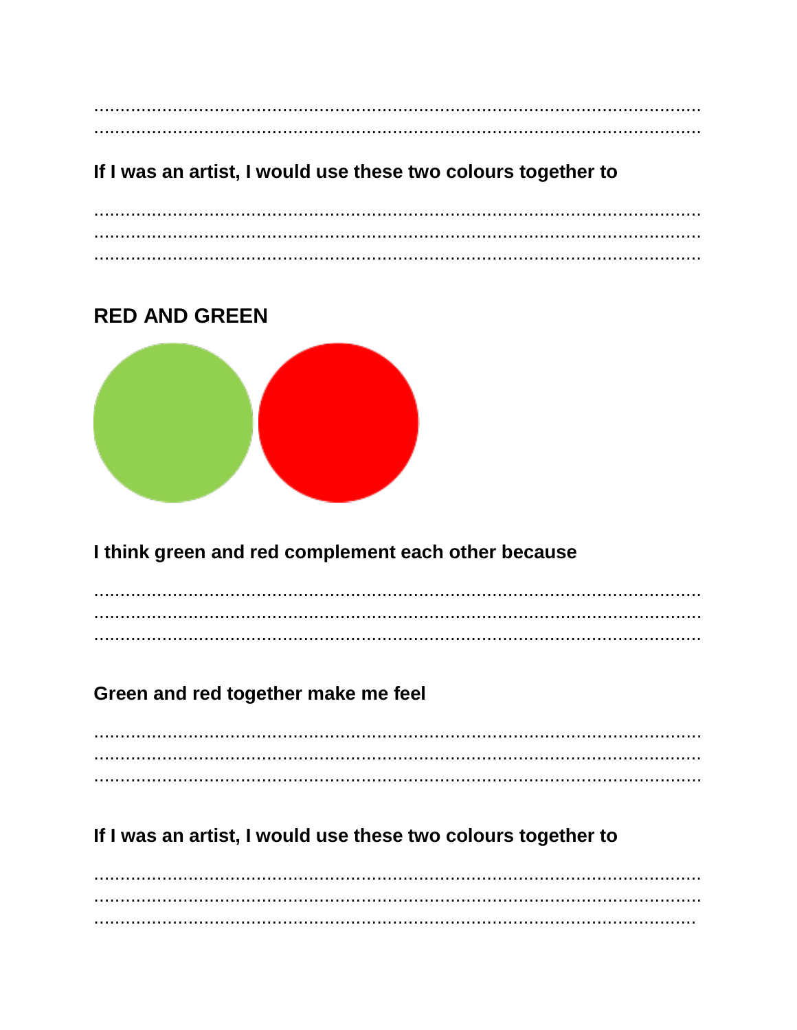..........................................................................................................................
..........................................................................................................................

**If I was an artist, I would use these two colours together to**

..........................................................................................................................
..........................................................................................................................
..........................................................................................................................

## RED AND GREEN

**I think green and red complement each other because**

..........................................................................................................................
..........................................................................................................................
..........................................................................................................................

**Green and red together make me feel**

..........................................................................................................................
..........................................................................................................................
..........................................................................................................................

**If I was an artist, I would use these two colours together to**

..........................................................................................................................
..........................................................................................................................
..........................................................................................................................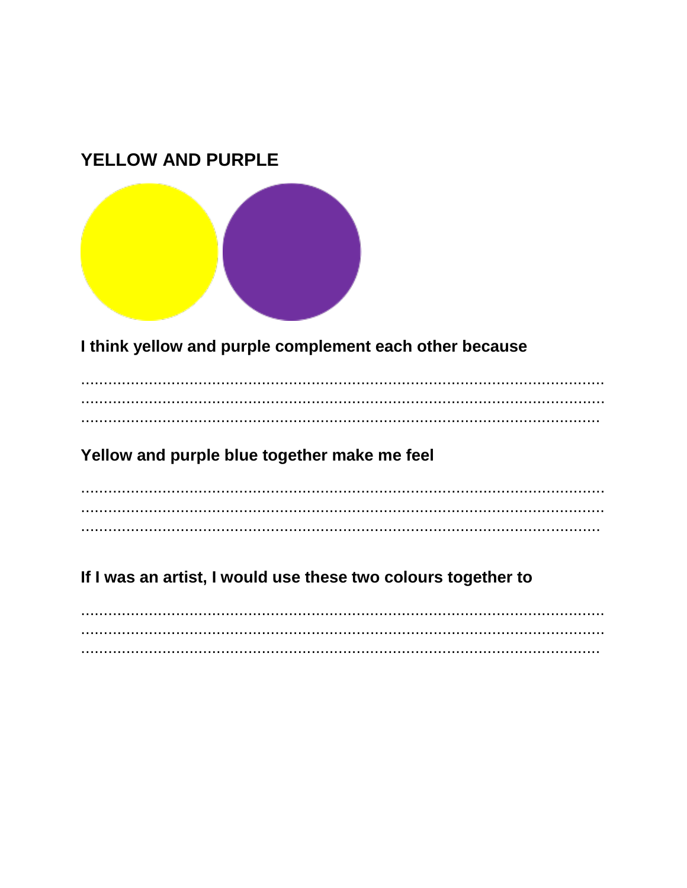# YELLOW AND PURPLE

**I think yellow and purple complement each other because**

..........................................................................................................................
..........................................................................................................................
..........................................................................................................................

**Yellow and purple blue together make me feel**

..........................................................................................................................
..........................................................................................................................
..........................................................................................................................

**If I was an artist, I would use these two colours together to**

..........................................................................................................................
..........................................................................................................................
..........................................................................................................................